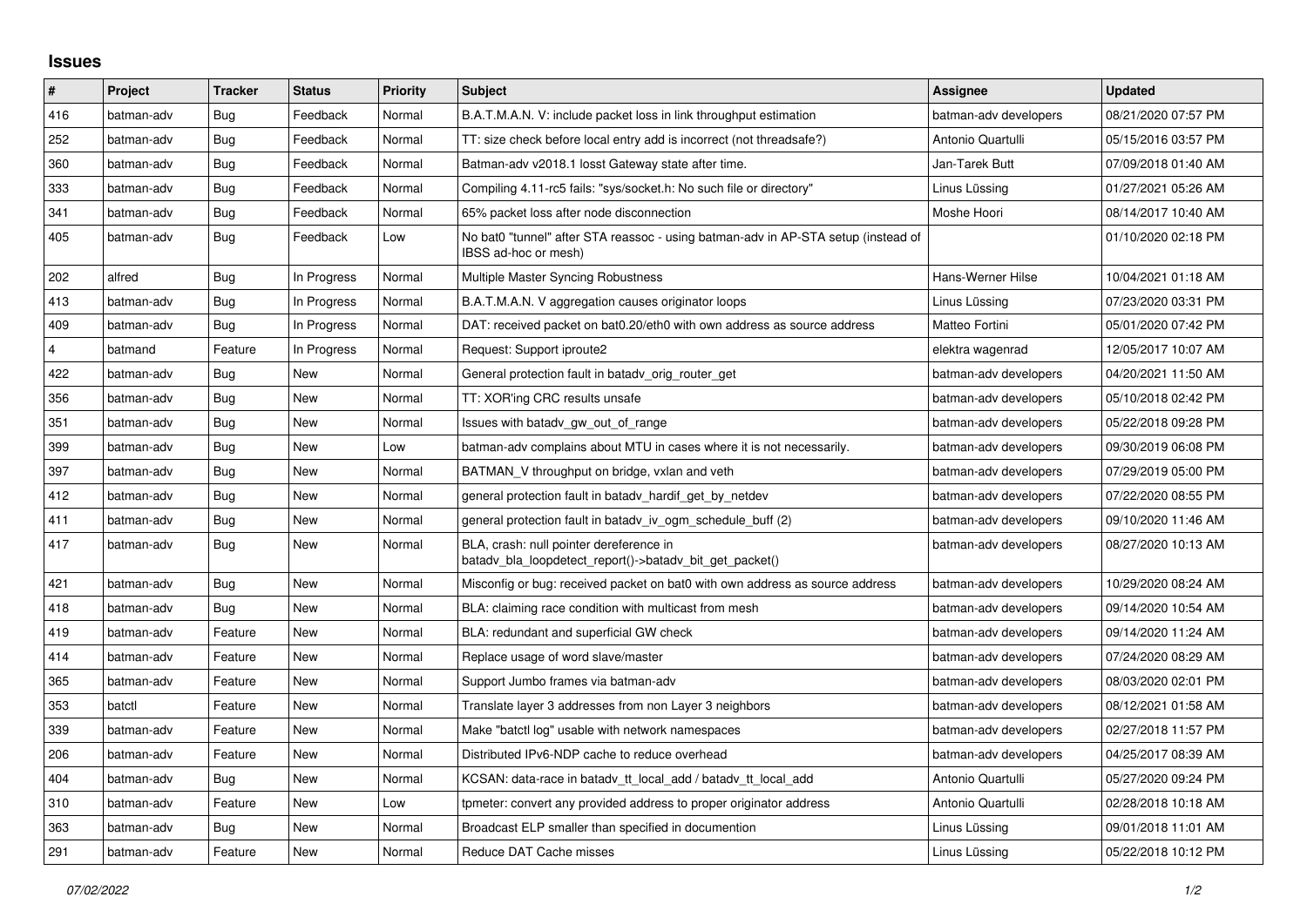# Issues

| # | Project | Tracker | Status | Priority | Subject | Assignee | Updated |
|---|---|---|---|---|---|---|---|
| 416 | batman-adv | Bug | Feedback | Normal | B.A.T.M.A.N. V: include packet loss in link throughput estimation | batman-adv developers | 08/21/2020 07:57 PM |
| 252 | batman-adv | Bug | Feedback | Normal | TT: size check before local entry add is incorrect (not threadsafe?) | Antonio Quartulli | 05/15/2016 03:57 PM |
| 360 | batman-adv | Bug | Feedback | Normal | Batman-adv v2018.1 losst Gateway state after time. | Jan-Tarek Butt | 07/09/2018 01:40 AM |
| 333 | batman-adv | Bug | Feedback | Normal | Compiling 4.11-rc5 fails: "sys/socket.h: No such file or directory" | Linus Lüssing | 01/27/2021 05:26 AM |
| 341 | batman-adv | Bug | Feedback | Normal | 65% packet loss after node disconnection | Moshe Hoori | 08/14/2017 10:40 AM |
| 405 | batman-adv | Bug | Feedback | Low | No bat0 "tunnel" after STA reassoc - using batman-adv in AP-STA setup (instead of IBSS ad-hoc or mesh) | | 01/10/2020 02:18 PM |
| 202 | alfred | Bug | In Progress | Normal | Multiple Master Syncing Robustness | Hans-Werner Hilse | 10/04/2021 01:18 AM |
| 413 | batman-adv | Bug | In Progress | Normal | B.A.T.M.A.N. V aggregation causes originator loops | Linus Lüssing | 07/23/2020 03:31 PM |
| 409 | batman-adv | Bug | In Progress | Normal | DAT: received packet on bat0.20/eth0 with own address as source address | Matteo Fortini | 05/01/2020 07:42 PM |
| 4 | batmand | Feature | In Progress | Normal | Request: Support iproute2 | elektra wagenrad | 12/05/2017 10:07 AM |
| 422 | batman-adv | Bug | New | Normal | General protection fault in batadv_orig_router_get | batman-adv developers | 04/20/2021 11:50 AM |
| 356 | batman-adv | Bug | New | Normal | TT: XOR'ing CRC results unsafe | batman-adv developers | 05/10/2018 02:42 PM |
| 351 | batman-adv | Bug | New | Normal | Issues with batadv_gw_out_of_range | batman-adv developers | 05/22/2018 09:28 PM |
| 399 | batman-adv | Bug | New | Low | batman-adv complains about MTU in cases where it is not necessarily. | batman-adv developers | 09/30/2019 06:08 PM |
| 397 | batman-adv | Bug | New | Normal | BATMAN_V throughput on bridge, vxlan and veth | batman-adv developers | 07/29/2019 05:00 PM |
| 412 | batman-adv | Bug | New | Normal | general protection fault in batadv_hardif_get_by_netdev | batman-adv developers | 07/22/2020 08:55 PM |
| 411 | batman-adv | Bug | New | Normal | general protection fault in batadv_iv_ogm_schedule_buff (2) | batman-adv developers | 09/10/2020 11:46 AM |
| 417 | batman-adv | Bug | New | Normal | BLA, crash: null pointer dereference in batadv_bla_loopdetect_report()->batadv_bit_get_packet() | batman-adv developers | 08/27/2020 10:13 AM |
| 421 | batman-adv | Bug | New | Normal | Misconfig or bug: received packet on bat0 with own address as source address | batman-adv developers | 10/29/2020 08:24 AM |
| 418 | batman-adv | Bug | New | Normal | BLA: claiming race condition with multicast from mesh | batman-adv developers | 09/14/2020 10:54 AM |
| 419 | batman-adv | Feature | New | Normal | BLA: redundant and superficial GW check | batman-adv developers | 09/14/2020 11:24 AM |
| 414 | batman-adv | Feature | New | Normal | Replace usage of word slave/master | batman-adv developers | 07/24/2020 08:29 AM |
| 365 | batman-adv | Feature | New | Normal | Support Jumbo frames via batman-adv | batman-adv developers | 08/03/2020 02:01 PM |
| 353 | batctl | Feature | New | Normal | Translate layer 3 addresses from non Layer 3 neighbors | batman-adv developers | 08/12/2021 01:58 AM |
| 339 | batman-adv | Feature | New | Normal | Make "batctl log" usable with network namespaces | batman-adv developers | 02/27/2018 11:57 PM |
| 206 | batman-adv | Feature | New | Normal | Distributed IPv6-NDP cache to reduce overhead | batman-adv developers | 04/25/2017 08:39 AM |
| 404 | batman-adv | Bug | New | Normal | KCSAN: data-race in batadv_tt_local_add / batadv_tt_local_add | Antonio Quartulli | 05/27/2020 09:24 PM |
| 310 | batman-adv | Feature | New | Low | tpmeter: convert any provided address to proper originator address | Antonio Quartulli | 02/28/2018 10:18 AM |
| 363 | batman-adv | Bug | New | Normal | Broadcast ELP smaller than specified in documention | Linus Lüssing | 09/01/2018 11:01 AM |
| 291 | batman-adv | Feature | New | Normal | Reduce DAT Cache misses | Linus Lüssing | 05/22/2018 10:12 PM |

*07/02/2022*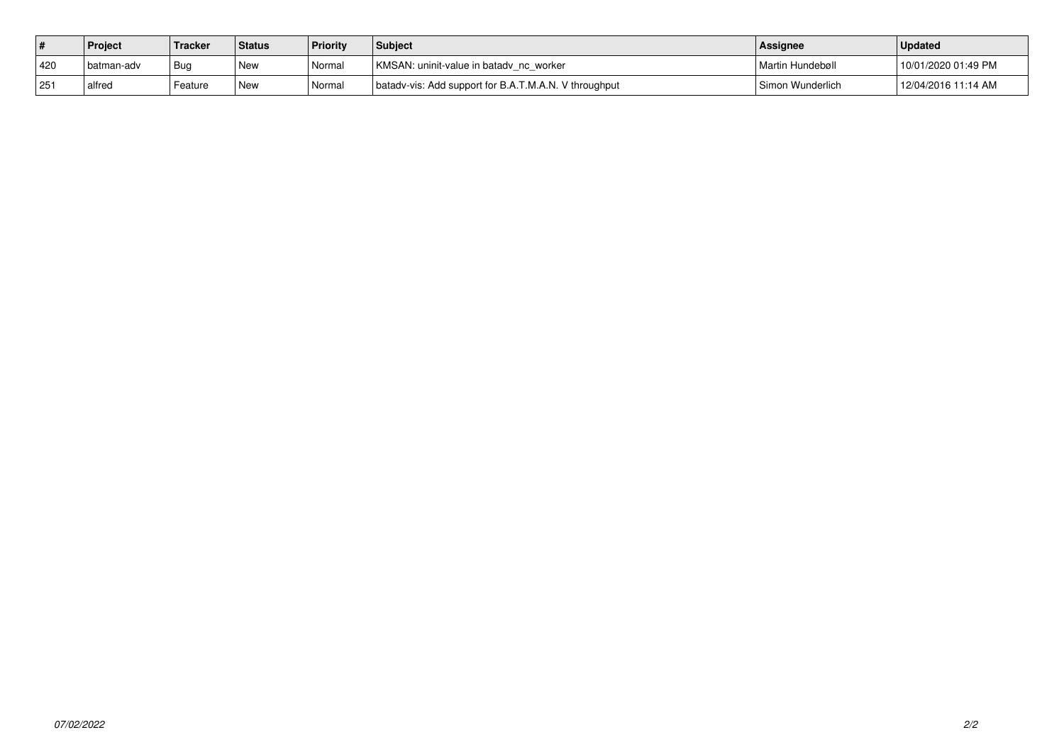| # | Project | Tracker | Status | Priority | Subject | Assignee | Updated |
|---|---|---|---|---|---|---|---|
| 420 | batman-adv | Bug | New | Normal | KMSAN: uninit-value in batadv_nc_worker | Martin Hundebøll | 10/01/2020 01:49 PM |
| 251 | alfred | Feature | New | Normal | batadv-vis: Add support for B.A.T.M.A.N. V throughput | Simon Wunderlich | 12/04/2016 11:14 AM |